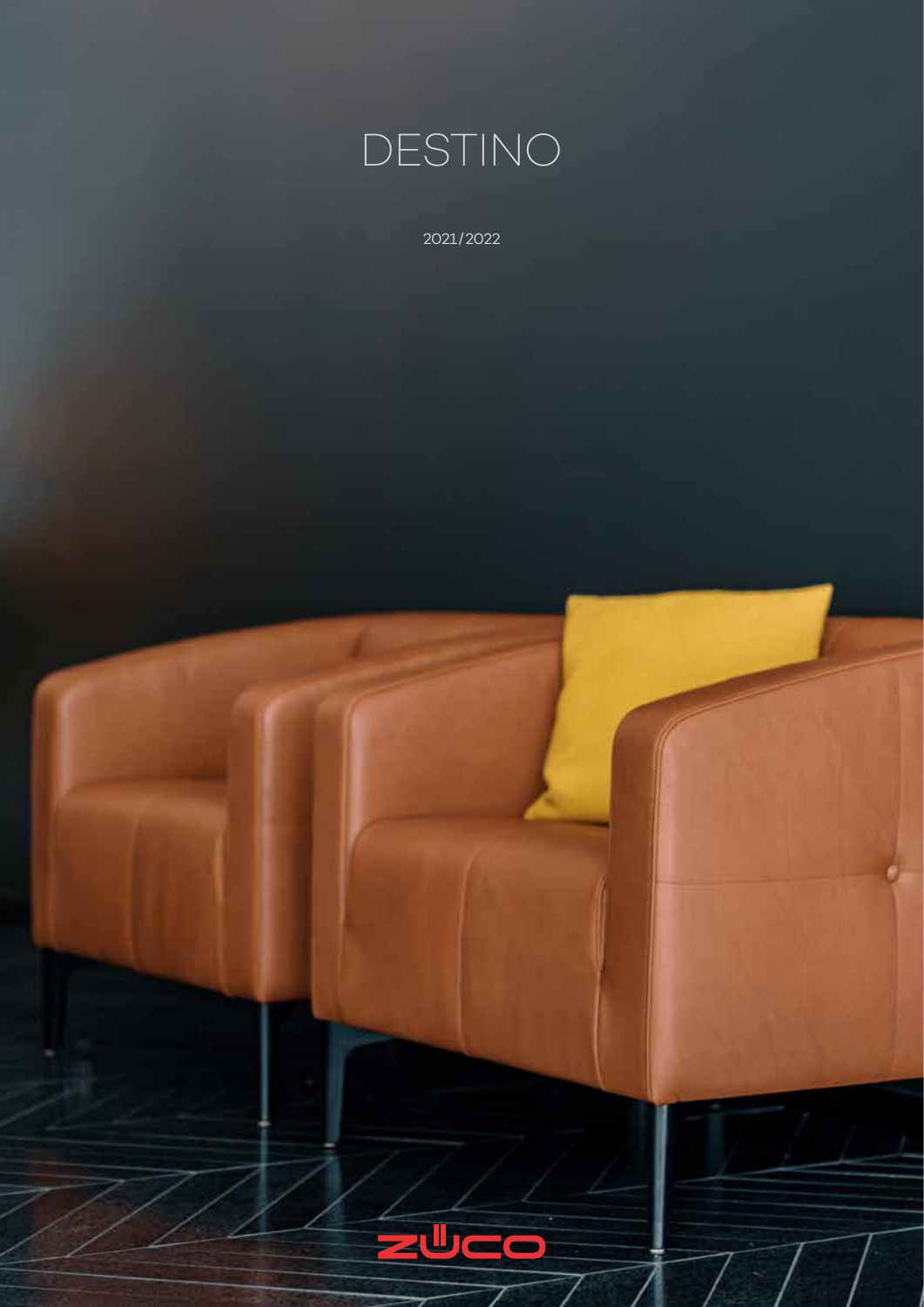# DESTINO

2021/2022

züco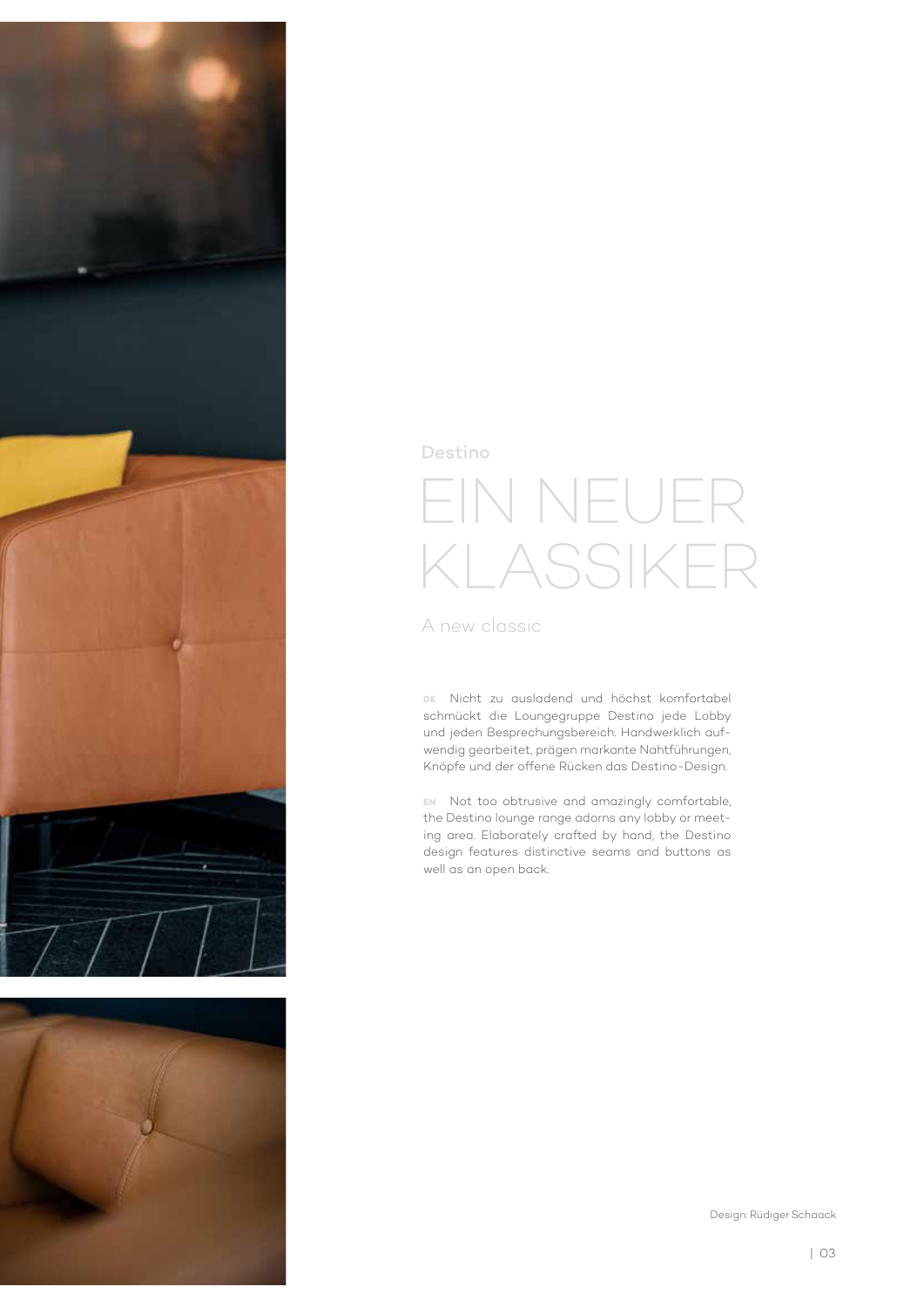Destino

# EIN NEUER KLASSIKER

A new classic

DE Nicht zu ausladend und höchst komfortabel schmückt die Loungegruppe Destino jede Lobby und jeden Besprechungsbereich. Handwerklich aufwendig gearbeitet, prägen markante Nahtführungen, Knöpfe und der offene Rücken das Destino-Design.

EN Not too obtrusive and amazingly comfortable, the Destino lounge range adorns any lobby or meeting area. Elaborately crafted by hand, the Destino design features distinctive seams and buttons as well as an open back.

Design: Rüdiger Schaack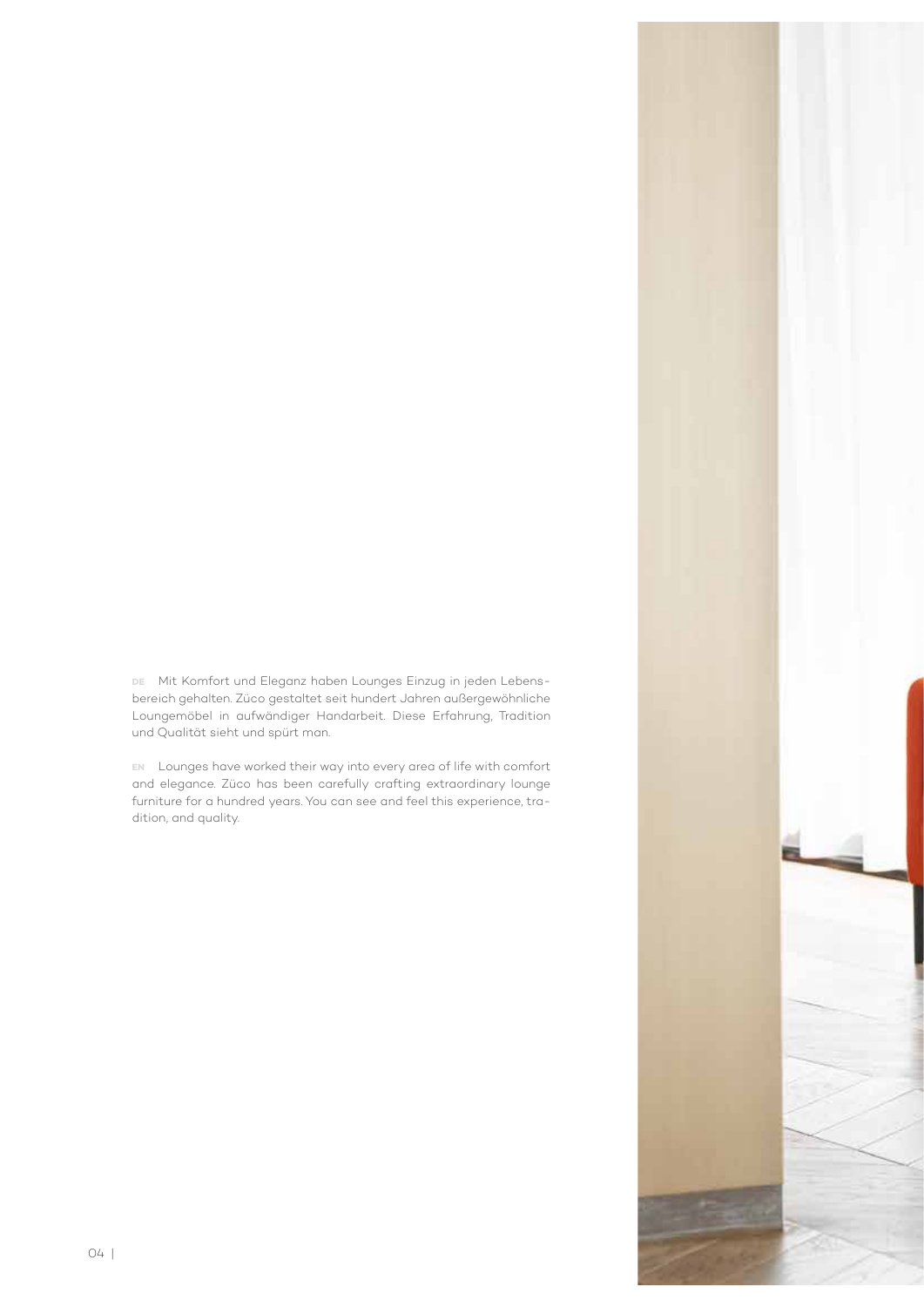DE Mit Komfort und Eleganz haben Lounges Einzug in jeden Lebensbereich gehalten. Züco gestaltet seit hundert Jahren außergewöhnliche Loungemöbel in aufwändiger Handarbeit. Diese Erfahrung, Tradition und Qualität sieht und spürt man.

EN Lounges have worked their way into every area of life with comfort and elegance. Züco has been carefully crafting extraordinary lounge furniture for a hundred years. You can see and feel this experience, tradition, and quality.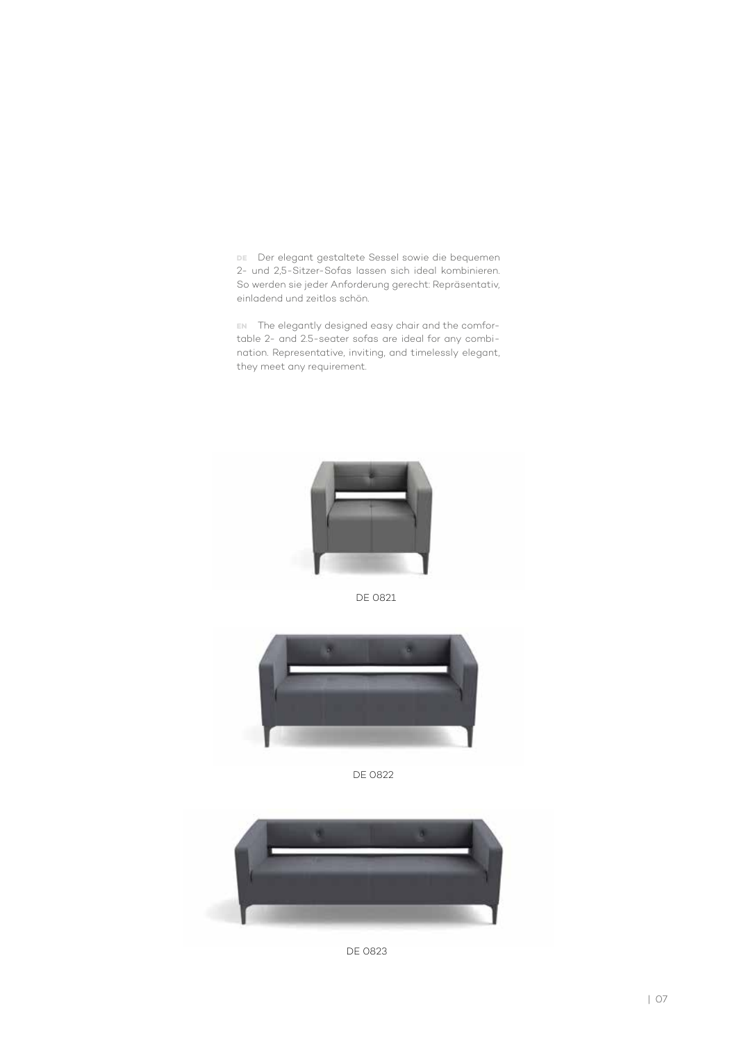DE Der elegant gestaltete Sessel sowie die bequemen 2- und 2,5-Sitzer-Sofas lassen sich ideal kombinieren. So werden sie jeder Anforderung gerecht: Repräsentativ, einladend und zeitlos schön.

EN The elegantly designed easy chair and the comfortable 2- and 2.5-seater sofas are ideal for any combination. Representative, inviting, and timelessly elegant, they meet any requirement.

DE 0821

DE 0822

DE 0823